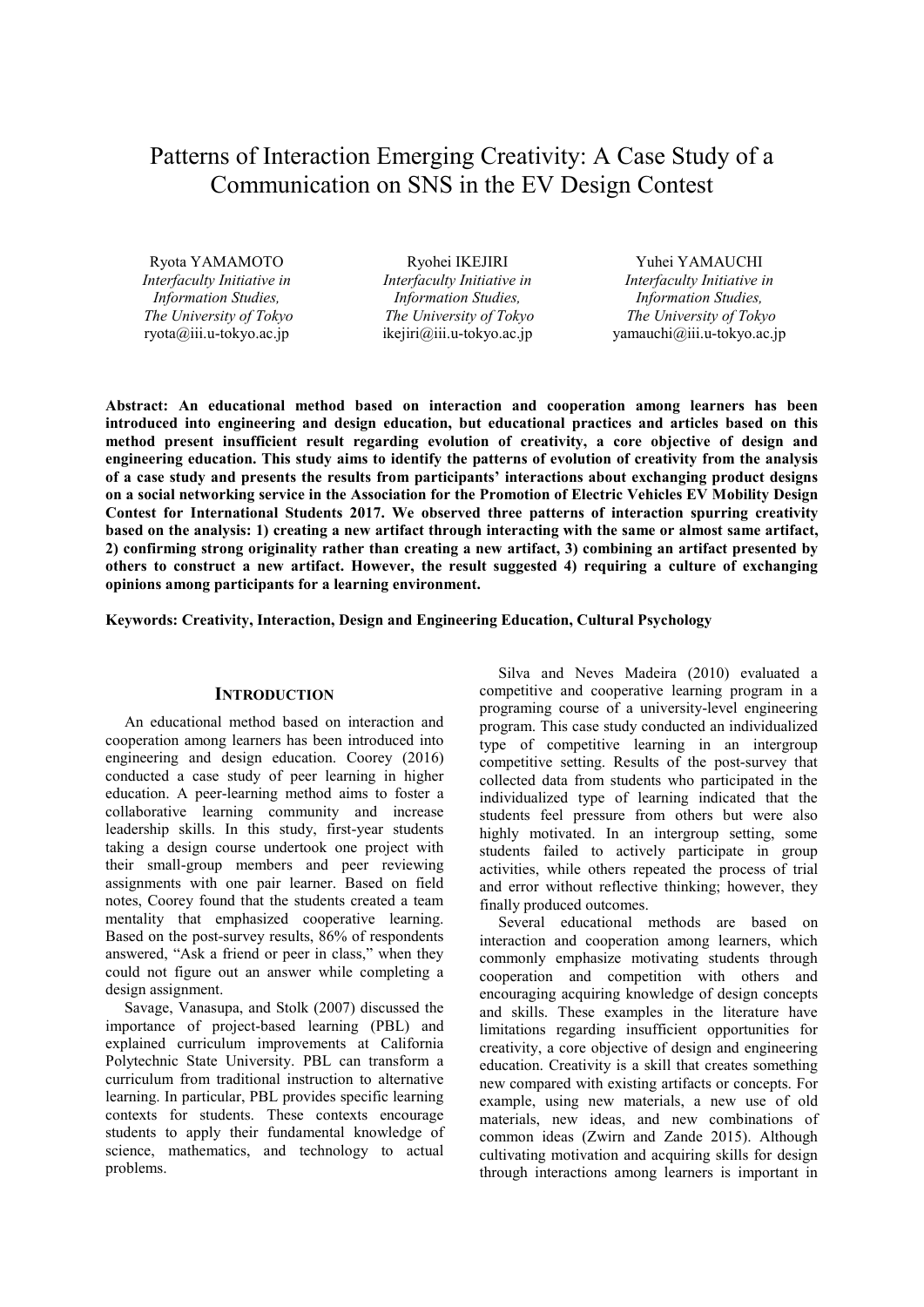# Patterns of Interaction Emerging Creativity: A Case Study of a Communication on SNS in the EV Design Contest

Ryota YAMAMOTO
*Interfaculty Initiative in Information Studies, The University of Tokyo*
ryota@iii.u-tokyo.ac.jp

Ryohei IKEJIRI
*Interfaculty Initiative in Information Studies, The University of Tokyo*
ikejiri@iii.u-tokyo.ac.jp

Yuhei YAMAUCHI
*Interfaculty Initiative in Information Studies, The University of Tokyo*
yamauchi@iii.u-tokyo.ac.jp

**Abstract: An educational method based on interaction and cooperation among learners has been introduced into engineering and design education, but educational practices and articles based on this method present insufficient result regarding evolution of creativity, a core objective of design and engineering education. This study aims to identify the patterns of evolution of creativity from the analysis of a case study and presents the results from participants' interactions about exchanging product designs on a social networking service in the Association for the Promotion of Electric Vehicles EV Mobility Design Contest for International Students 2017. We observed three patterns of interaction spurring creativity based on the analysis: 1) creating a new artifact through interacting with the same or almost same artifact, 2) confirming strong originality rather than creating a new artifact, 3) combining an artifact presented by others to construct a new artifact. However, the result suggested 4) requiring a culture of exchanging opinions among participants for a learning environment.**

**Keywords: Creativity, Interaction, Design and Engineering Education, Cultural Psychology**

## INTRODUCTION

An educational method based on interaction and cooperation among learners has been introduced into engineering and design education. Coorey (2016) conducted a case study of peer learning in higher education. A peer-learning method aims to foster a collaborative learning community and increase leadership skills. In this study, first-year students taking a design course undertook one project with their small-group members and peer reviewing assignments with one pair learner. Based on field notes, Coorey found that the students created a team mentality that emphasized cooperative learning. Based on the post-survey results, 86% of respondents answered, "Ask a friend or peer in class," when they could not figure out an answer while completing a design assignment.

Savage, Vanasupa, and Stolk (2007) discussed the importance of project-based learning (PBL) and explained curriculum improvements at California Polytechnic State University. PBL can transform a curriculum from traditional instruction to alternative learning. In particular, PBL provides specific learning contexts for students. These contexts encourage students to apply their fundamental knowledge of science, mathematics, and technology to actual problems.

Silva and Neves Madeira (2010) evaluated a competitive and cooperative learning program in a programing course of a university-level engineering program. This case study conducted an individualized type of competitive learning in an intergroup competitive setting. Results of the post-survey that collected data from students who participated in the individualized type of learning indicated that the students feel pressure from others but were also highly motivated. In an intergroup setting, some students failed to actively participate in group activities, while others repeated the process of trial and error without reflective thinking; however, they finally produced outcomes.

Several educational methods are based on interaction and cooperation among learners, which commonly emphasize motivating students through cooperation and competition with others and encouraging acquiring knowledge of design concepts and skills. These examples in the literature have limitations regarding insufficient opportunities for creativity, a core objective of design and engineering education. Creativity is a skill that creates something new compared with existing artifacts or concepts. For example, using new materials, a new use of old materials, new ideas, and new combinations of common ideas (Zwirn and Zande 2015). Although cultivating motivation and acquiring skills for design through interactions among learners is important in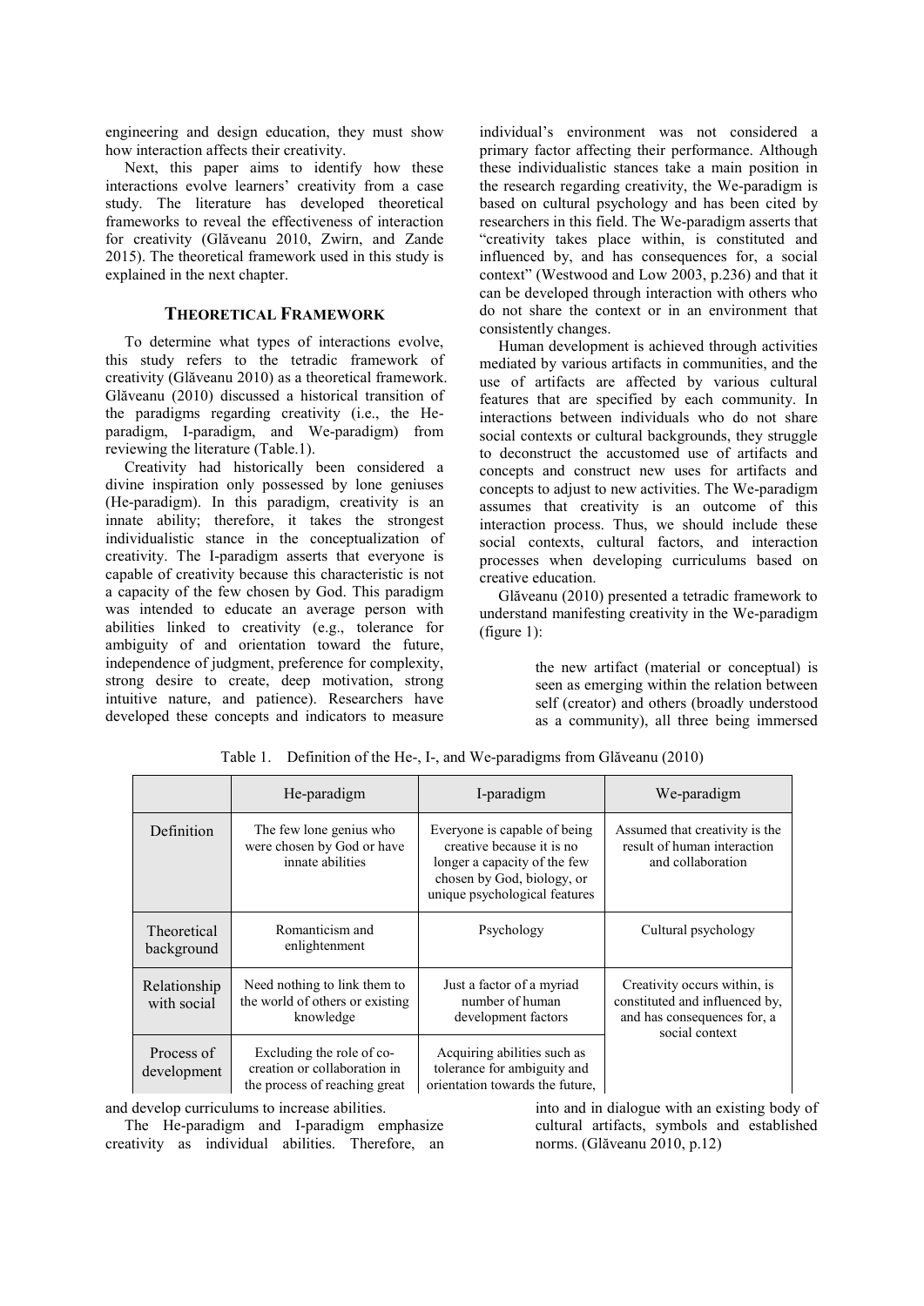engineering and design education, they must show how interaction affects their creativity.

Next, this paper aims to identify how these interactions evolve learners' creativity from a case study. The literature has developed theoretical frameworks to reveal the effectiveness of interaction for creativity (Glăveanu 2010, Zwirn, and Zande 2015). The theoretical framework used in this study is explained in the next chapter.

## THEORETICAL FRAMEWORK

To determine what types of interactions evolve, this study refers to the tetradic framework of creativity (Glăveanu 2010) as a theoretical framework. Glăveanu (2010) discussed a historical transition of the paradigms regarding creativity (i.e., the He-paradigm, I-paradigm, and We-paradigm) from reviewing the literature (Table.1).

Creativity had historically been considered a divine inspiration only possessed by lone geniuses (He-paradigm). In this paradigm, creativity is an innate ability; therefore, it takes the strongest individualistic stance in the conceptualization of creativity. The I-paradigm asserts that everyone is capable of creativity because this characteristic is not a capacity of the few chosen by God. This paradigm was intended to educate an average person with abilities linked to creativity (e.g., tolerance for ambiguity of and orientation toward the future, independence of judgment, preference for complexity, strong desire to create, deep motivation, strong intuitive nature, and patience). Researchers have developed these concepts and indicators to measure and develop curriculums to increase abilities.

The He-paradigm and I-paradigm emphasize creativity as individual abilities. Therefore, an individual's environment was not considered a primary factor affecting their performance. Although these individualistic stances take a main position in the research regarding creativity, the We-paradigm is based on cultural psychology and has been cited by researchers in this field. The We-paradigm asserts that "creativity takes place within, is constituted and influenced by, and has consequences for, a social context" (Westwood and Low 2003, p.236) and that it can be developed through interaction with others who do not share the context or in an environment that consistently changes.

Human development is achieved through activities mediated by various artifacts in communities, and the use of artifacts are affected by various cultural features that are specified by each community. In interactions between individuals who do not share social contexts or cultural backgrounds, they struggle to deconstruct the accustomed use of artifacts and concepts and construct new uses for artifacts and concepts to adjust to new activities. The We-paradigm assumes that creativity is an outcome of this interaction process. Thus, we should include these social contexts, cultural factors, and interaction processes when developing curriculums based on creative education.

Glăveanu (2010) presented a tetradic framework to understand manifesting creativity in the We-paradigm (figure 1):

> the new artifact (material or conceptual) is seen as emerging within the relation between self (creator) and others (broadly understood as a community), all three being immersed into and in dialogue with an existing body of cultural artifacts, symbols and established norms. (Glăveanu 2010, p.12)

Table 1. Definition of the He-, I-, and We-paradigms from Glăveanu (2010)

| | He-paradigm | I-paradigm | We-paradigm |
|---|---|---|---|
| Definition | The few lone genius who were chosen by God or have innate abilities | Everyone is capable of being creative because it is no longer a capacity of the few chosen by God, biology, or unique psychological features | Assumed that creativity is the result of human interaction and collaboration |
| Theoretical background | Romanticism and enlightenment | Psychology | Cultural psychology |
| Relationship with social | Need nothing to link them to the world of others or existing knowledge | Just a factor of a myriad number of human development factors | Creativity occurs within, is constituted and influenced by, and has consequences for, a social context |
| Process of development | Excluding the role of co-creation or collaboration in the process of reaching great | Acquiring abilities such as tolerance for ambiguity and orientation towards the future, | |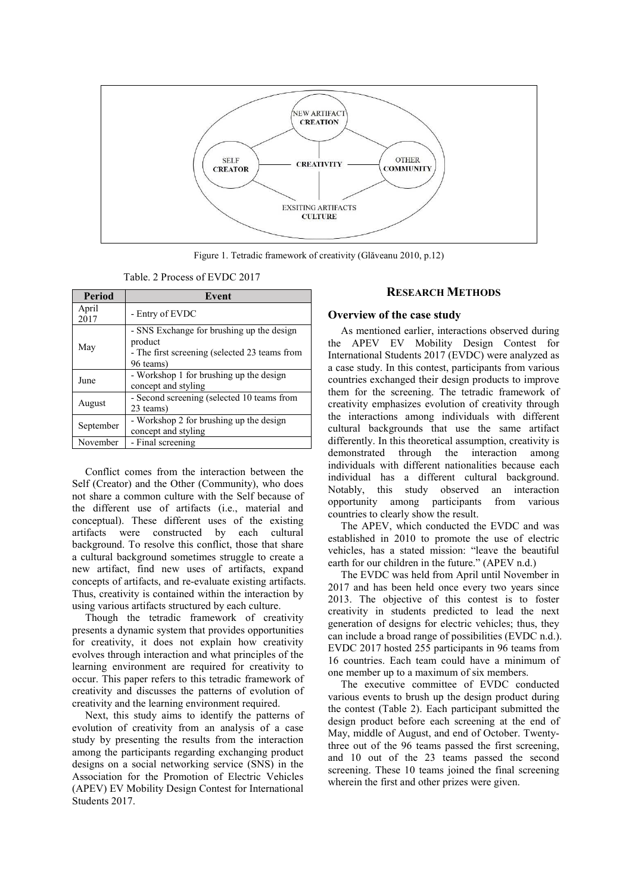Figure 1. Tetradic framework of creativity (Glăveanu 2010, p.12)

Table. 2 Process of EVDC 2017

| Period | Event |
|---|---|
| April 2017 | - Entry of EVDC |
| May | - SNS Exchange for brushing up the design product<br>- The first screening (selected 23 teams from 96 teams) |
| June | - Workshop 1 for brushing up the design concept and styling |
| August | - Second screening (selected 10 teams from 23 teams) |
| September | - Workshop 2 for brushing up the design concept and styling |
| November | - Final screening |

Conflict comes from the interaction between the Self (Creator) and the Other (Community), who does not share a common culture with the Self because of the different use of artifacts (i.e., material and conceptual). These different uses of the existing artifacts were constructed by each cultural background. To resolve this conflict, those that share a cultural background sometimes struggle to create a new artifact, find new uses of artifacts, expand concepts of artifacts, and re-evaluate existing artifacts. Thus, creativity is contained within the interaction by using various artifacts structured by each culture.

Though the tetradic framework of creativity presents a dynamic system that provides opportunities for creativity, it does not explain how creativity evolves through interaction and what principles of the learning environment are required for creativity to occur. This paper refers to this tetradic framework of creativity and discusses the patterns of evolution of creativity and the learning environment required.

Next, this study aims to identify the patterns of evolution of creativity from an analysis of a case study by presenting the results from the interaction among the participants regarding exchanging product designs on a social networking service (SNS) in the Association for the Promotion of Electric Vehicles (APEV) EV Mobility Design Contest for International Students 2017.

## RESEARCH METHODS

### Overview of the case study

As mentioned earlier, interactions observed during the APEV EV Mobility Design Contest for International Students 2017 (EVDC) were analyzed as a case study. In this contest, participants from various countries exchanged their design products to improve them for the screening. The tetradic framework of creativity emphasizes evolution of creativity through the interactions among individuals with different cultural backgrounds that use the same artifact differently. In this theoretical assumption, creativity is demonstrated through the interaction among individuals with different nationalities because each individual has a different cultural background. Notably, this study observed an interaction opportunity among participants from various countries to clearly show the result.

The APEV, which conducted the EVDC and was established in 2010 to promote the use of electric vehicles, has a stated mission: "leave the beautiful earth for our children in the future." (APEV n.d.)

The EVDC was held from April until November in 2017 and has been held once every two years since 2013. The objective of this contest is to foster creativity in students predicted to lead the next generation of designs for electric vehicles; thus, they can include a broad range of possibilities (EVDC n.d.). EVDC 2017 hosted 255 participants in 96 teams from 16 countries. Each team could have a minimum of one member up to a maximum of six members.

The executive committee of EVDC conducted various events to brush up the design product during the contest (Table 2). Each participant submitted the design product before each screening at the end of May, middle of August, and end of October. Twenty-three out of the 96 teams passed the first screening, and 10 out of the 23 teams passed the second screening. These 10 teams joined the final screening wherein the first and other prizes were given.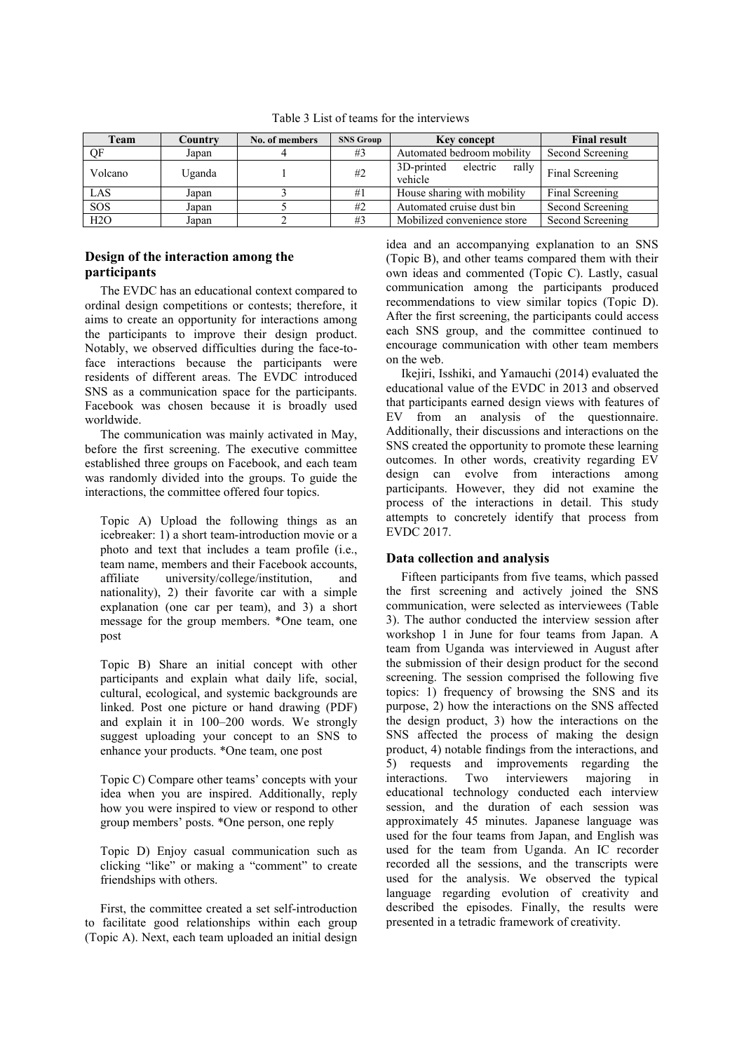Table 3 List of teams for the interviews

| Team | Country | No. of members | SNS Group | Key concept | Final result |
|---|---|---|---|---|---|
| QF | Japan | 4 | #3 | Automated bedroom mobility | Second Screening |
| Volcano | Uganda | 1 | #2 | 3D-printed electric rally vehicle | Final Screening |
| LAS | Japan | 3 | #1 | House sharing with mobility | Final Screening |
| SOS | Japan | 5 | #2 | Automated cruise dust bin | Second Screening |
| H2O | Japan | 2 | #3 | Mobilized convenience store | Second Screening |

### Design of the interaction among the participants

The EVDC has an educational context compared to ordinal design competitions or contests; therefore, it aims to create an opportunity for interactions among the participants to improve their design product. Notably, we observed difficulties during the face-to-face interactions because the participants were residents of different areas. The EVDC introduced SNS as a communication space for the participants. Facebook was chosen because it is broadly used worldwide.

The communication was mainly activated in May, before the first screening. The executive committee established three groups on Facebook, and each team was randomly divided into the groups. To guide the interactions, the committee offered four topics.

Topic A) Upload the following things as an icebreaker: 1) a short team-introduction movie or a photo and text that includes a team profile (i.e., team name, members and their Facebook accounts, affiliate university/college/institution, and nationality), 2) their favorite car with a simple explanation (one car per team), and 3) a short message for the group members. *One team, one post

Topic B) Share an initial concept with other participants and explain what daily life, social, cultural, ecological, and systemic backgrounds are linked. Post one picture or hand drawing (PDF) and explain it in 100–200 words. We strongly suggest uploading your concept to an SNS to enhance your products. *One team, one post

Topic C) Compare other teams' concepts with your idea when you are inspired. Additionally, reply how you were inspired to view or respond to other group members' posts. *One person, one reply

Topic D) Enjoy casual communication such as clicking "like" or making a "comment" to create friendships with others.

First, the committee created a set self-introduction to facilitate good relationships within each group (Topic A). Next, each team uploaded an initial design idea and an accompanying explanation to an SNS (Topic B), and other teams compared them with their own ideas and commented (Topic C). Lastly, casual communication among the participants produced recommendations to view similar topics (Topic D). After the first screening, the participants could access each SNS group, and the committee continued to encourage communication with other team members on the web.

Ikejiri, Isshiki, and Yamauchi (2014) evaluated the educational value of the EVDC in 2013 and observed that participants earned design views with features of EV from an analysis of the questionnaire. Additionally, their discussions and interactions on the SNS created the opportunity to promote these learning outcomes. In other words, creativity regarding EV design can evolve from interactions among participants. However, they did not examine the process of the interactions in detail. This study attempts to concretely identify that process from EVDC 2017.

### Data collection and analysis

Fifteen participants from five teams, which passed the first screening and actively joined the SNS communication, were selected as interviewees (Table 3). The author conducted the interview session after workshop 1 in June for four teams from Japan. A team from Uganda was interviewed in August after the submission of their design product for the second screening. The session comprised the following five topics: 1) frequency of browsing the SNS and its purpose, 2) how the interactions on the SNS affected the design product, 3) how the interactions on the SNS affected the process of making the design product, 4) notable findings from the interactions, and 5) requests and improvements regarding the interactions. Two interviewers majoring in educational technology conducted each interview session, and the duration of each session was approximately 45 minutes. Japanese language was used for the four teams from Japan, and English was used for the team from Uganda. An IC recorder recorded all the sessions, and the transcripts were used for the analysis. We observed the typical language regarding evolution of creativity and described the episodes. Finally, the results were presented in a tetradic framework of creativity.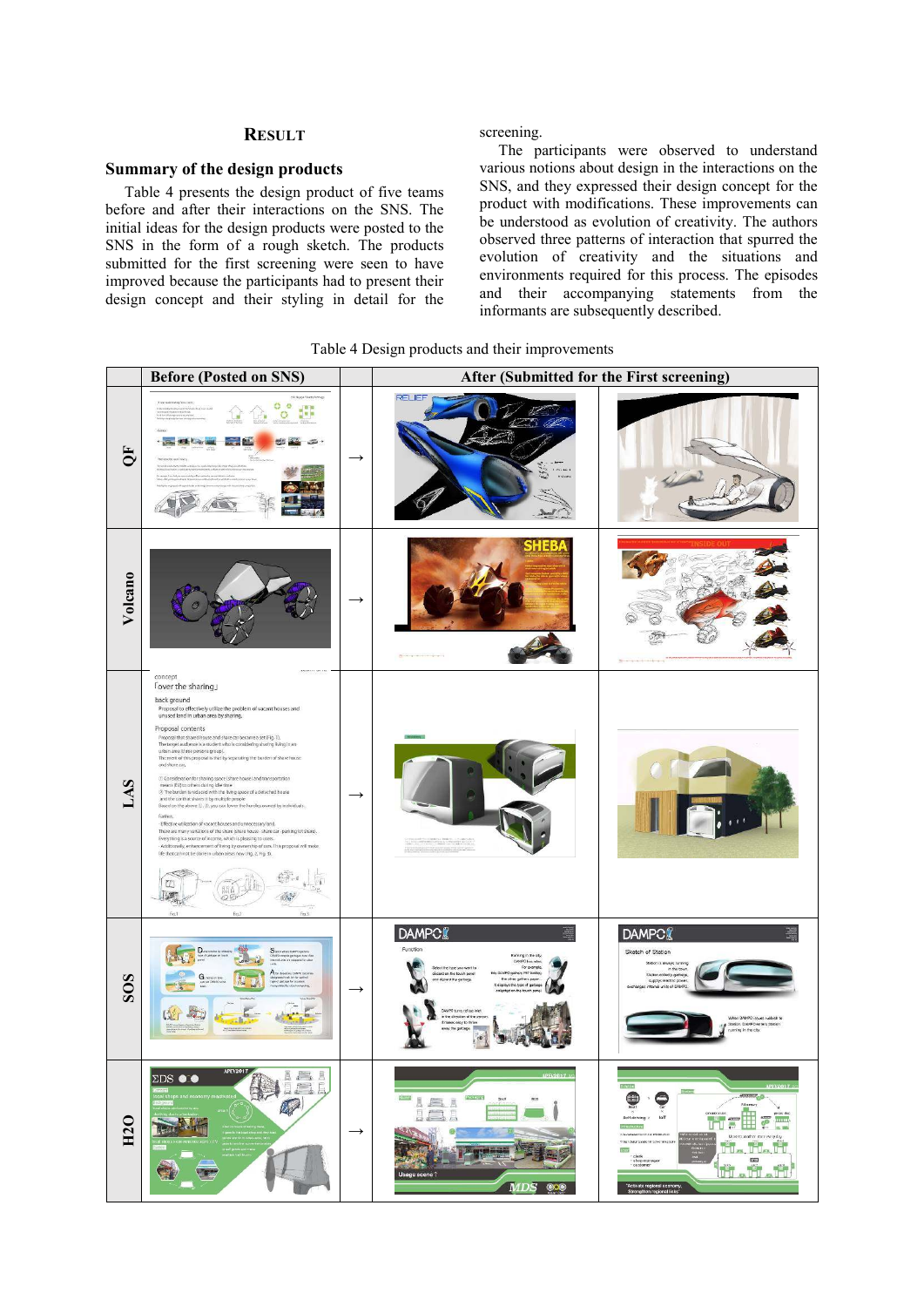# RESULT

## Summary of the design products

Table 4 presents the design product of five teams before and after their interactions on the SNS. The initial ideas for the design products were posted to the SNS in the form of a rough sketch. The products submitted for the first screening were seen to have improved because the participants had to present their design concept and their styling in detail for the screening.

The participants were observed to understand various notions about design in the interactions on the SNS, and they expressed their design concept for the product with modifications. These improvements can be understood as evolution of creativity. The authors observed three patterns of interaction that spurred the evolution of creativity and the situations and environments required for this process. The episodes and their accompanying statements from the informants are subsequently described.

Table 4 Design products and their improvements

| | Before (Posted on SNS) | | After (Submitted for the First screening) | |
|---|---|---|---|---|
| QF | | → | | |
| Volcano | | → | | |
| LAS | | → | | |
| SOS | | → | | |
| H2O | | → | | |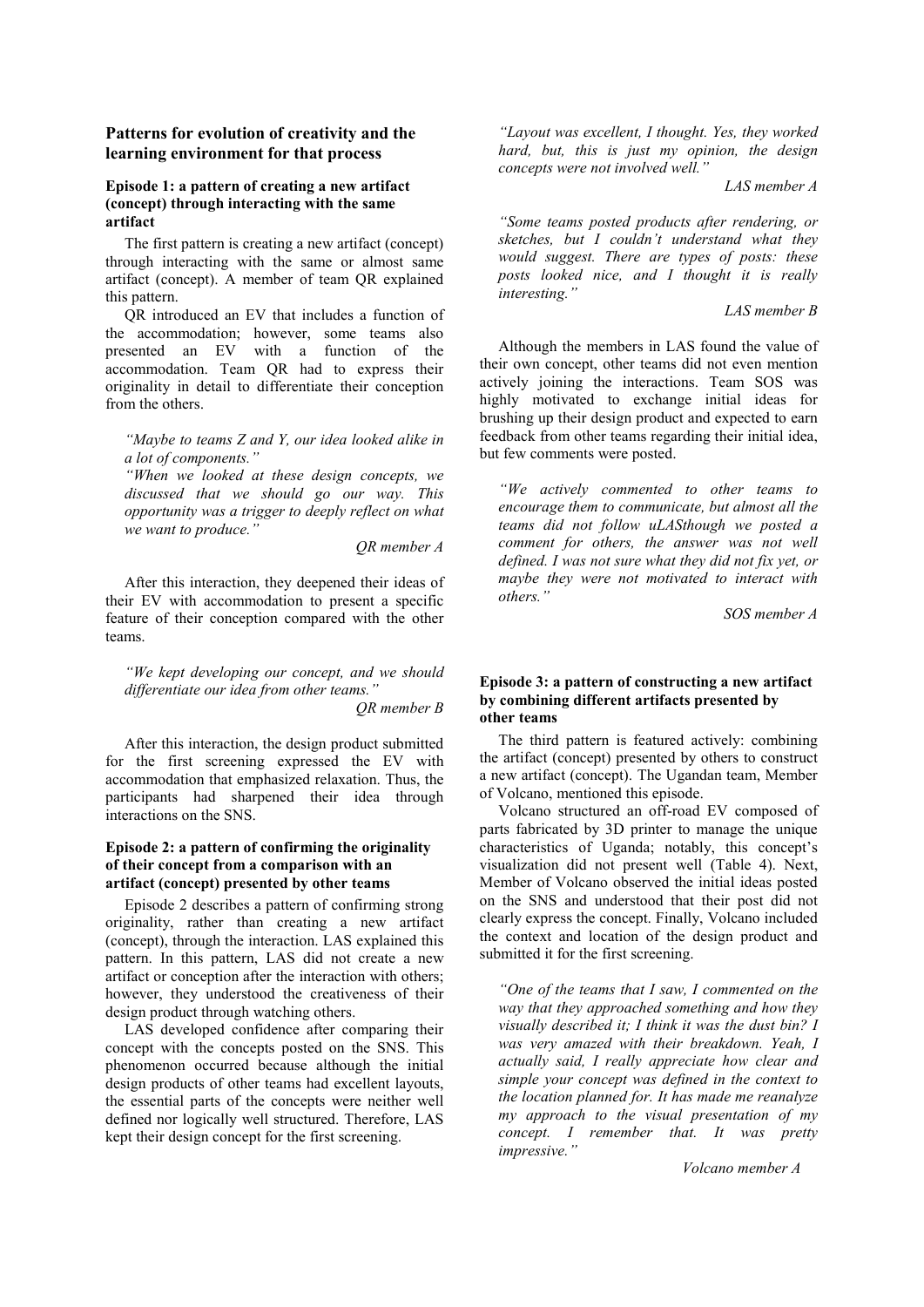## Patterns for evolution of creativity and the learning environment for that process

### Episode 1: a pattern of creating a new artifact (concept) through interacting with the same artifact

The first pattern is creating a new artifact (concept) through interacting with the same or almost same artifact (concept). A member of team QR explained this pattern.

QR introduced an EV that includes a function of the accommodation; however, some teams also presented an EV with a function of the accommodation. Team QR had to express their originality in detail to differentiate their conception from the others.

> *"Maybe to teams Z and Y, our idea looked alike in a lot of components."*
>
> *"When we looked at these design concepts, we discussed that we should go our way. This opportunity was a trigger to deeply reflect on what we want to produce."*
>
> *QR member A*

After this interaction, they deepened their ideas of their EV with accommodation to present a specific feature of their conception compared with the other teams.

> *"We kept developing our concept, and we should differentiate our idea from other teams."*
>
> *QR member B*

After this interaction, the design product submitted for the first screening expressed the EV with accommodation that emphasized relaxation. Thus, the participants had sharpened their idea through interactions on the SNS.

### Episode 2: a pattern of confirming the originality of their concept from a comparison with an artifact (concept) presented by other teams

Episode 2 describes a pattern of confirming strong originality, rather than creating a new artifact (concept), through the interaction. LAS explained this pattern. In this pattern, LAS did not create a new artifact or conception after the interaction with others; however, they understood the creativeness of their design product through watching others.

LAS developed confidence after comparing their concept with the concepts posted on the SNS. This phenomenon occurred because although the initial design products of other teams had excellent layouts, the essential parts of the concepts were neither well defined nor logically well structured. Therefore, LAS kept their design concept for the first screening.

> *"Layout was excellent, I thought. Yes, they worked hard, but, this is just my opinion, the design concepts were not involved well."*
>
> *LAS member A*

> *"Some teams posted products after rendering, or sketches, but I couldn't understand what they would suggest. There are types of posts: these posts looked nice, and I thought it is really interesting."*
>
> *LAS member B*

Although the members in LAS found the value of their own concept, other teams did not even mention actively joining the interactions. Team SOS was highly motivated to exchange initial ideas for brushing up their design product and expected to earn feedback from other teams regarding their initial idea, but few comments were posted.

> *"We actively commented to other teams to encourage them to communicate, but almost all the teams did not follow uLASthough we posted a comment for others, the answer was not well defined. I was not sure what they did not fix yet, or maybe they were not motivated to interact with others."*
>
> *SOS member A*

### Episode 3: a pattern of constructing a new artifact by combining different artifacts presented by other teams

The third pattern is featured actively: combining the artifact (concept) presented by others to construct a new artifact (concept). The Ugandan team, Member of Volcano, mentioned this episode.

Volcano structured an off-road EV composed of parts fabricated by 3D printer to manage the unique characteristics of Uganda; notably, this concept's visualization did not present well (Table 4). Next, Member of Volcano observed the initial ideas posted on the SNS and understood that their post did not clearly express the concept. Finally, Volcano included the context and location of the design product and submitted it for the first screening.

> *"One of the teams that I saw, I commented on the way that they approached something and how they visually described it; I think it was the dust bin? I was very amazed with their breakdown. Yeah, I actually said, I really appreciate how clear and simple your concept was defined in the context to the location planned for. It has made me reanalyze my approach to the visual presentation of my concept. I remember that. It was pretty impressive."*
>
> *Volcano member A*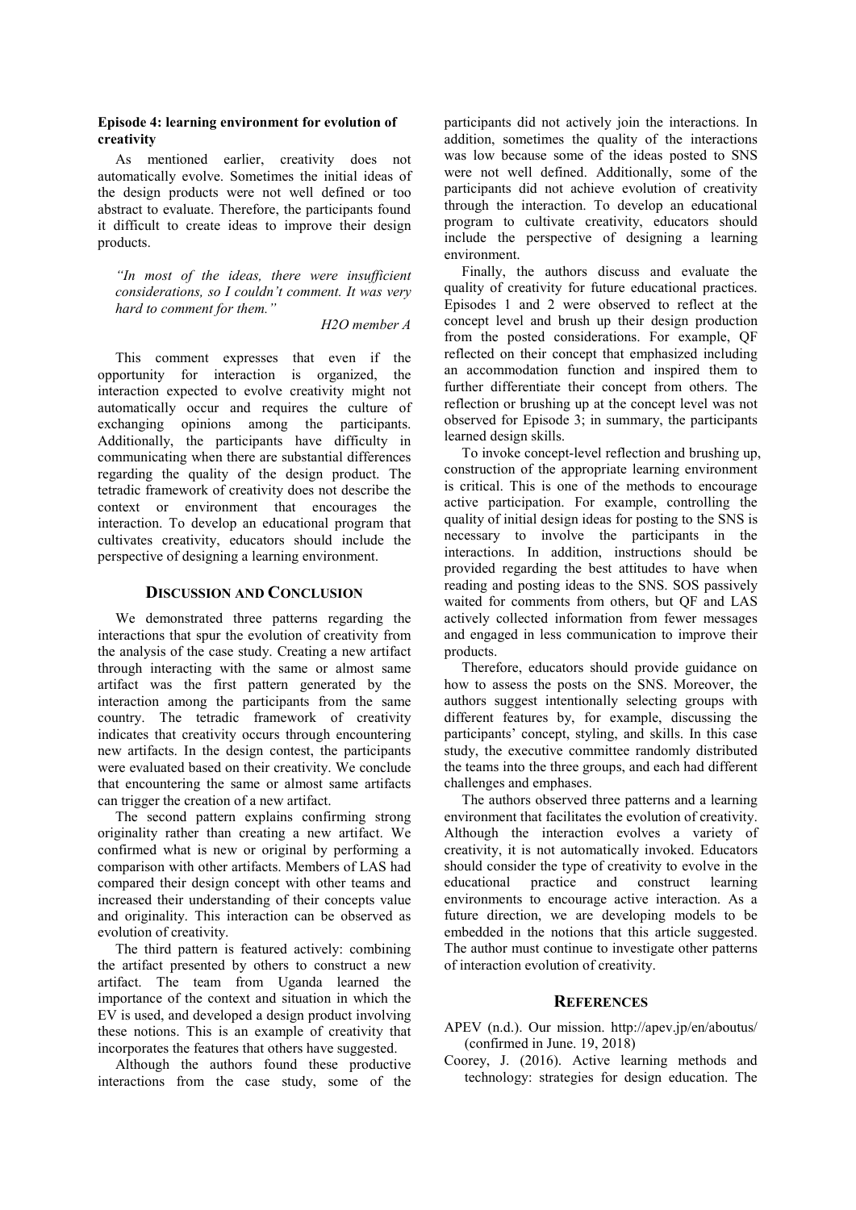**Episode 4: learning environment for evolution of creativity**

As mentioned earlier, creativity does not automatically evolve. Sometimes the initial ideas of the design products were not well defined or too abstract to evaluate. Therefore, the participants found it difficult to create ideas to improve their design products.

> *"In most of the ideas, there were insufficient considerations, so I couldn't comment. It was very hard to comment for them."*
>
> *H2O member A*

This comment expresses that even if the opportunity for interaction is organized, the interaction expected to evolve creativity might not automatically occur and requires the culture of exchanging opinions among the participants. Additionally, the participants have difficulty in communicating when there are substantial differences regarding the quality of the design product. The tetradic framework of creativity does not describe the context or environment that encourages the interaction. To develop an educational program that cultivates creativity, educators should include the perspective of designing a learning environment.

## DISCUSSION AND CONCLUSION

We demonstrated three patterns regarding the interactions that spur the evolution of creativity from the analysis of the case study. Creating a new artifact through interacting with the same or almost same artifact was the first pattern generated by the interaction among the participants from the same country. The tetradic framework of creativity indicates that creativity occurs through encountering new artifacts. In the design contest, the participants were evaluated based on their creativity. We conclude that encountering the same or almost same artifacts can trigger the creation of a new artifact.

The second pattern explains confirming strong originality rather than creating a new artifact. We confirmed what is new or original by performing a comparison with other artifacts. Members of LAS had compared their design concept with other teams and increased their understanding of their concepts value and originality. This interaction can be observed as evolution of creativity.

The third pattern is featured actively: combining the artifact presented by others to construct a new artifact. The team from Uganda learned the importance of the context and situation in which the EV is used, and developed a design product involving these notions. This is an example of creativity that incorporates the features that others have suggested.

Although the authors found these productive interactions from the case study, some of the participants did not actively join the interactions. In addition, sometimes the quality of the interactions was low because some of the ideas posted to SNS were not well defined. Additionally, some of the participants did not achieve evolution of creativity through the interaction. To develop an educational program to cultivate creativity, educators should include the perspective of designing a learning environment.

Finally, the authors discuss and evaluate the quality of creativity for future educational practices. Episodes 1 and 2 were observed to reflect at the concept level and brush up their design production from the posted considerations. For example, QF reflected on their concept that emphasized including an accommodation function and inspired them to further differentiate their concept from others. The reflection or brushing up at the concept level was not observed for Episode 3; in summary, the participants learned design skills.

To invoke concept-level reflection and brushing up, construction of the appropriate learning environment is critical. This is one of the methods to encourage active participation. For example, controlling the quality of initial design ideas for posting to the SNS is necessary to involve the participants in the interactions. In addition, instructions should be provided regarding the best attitudes to have when reading and posting ideas to the SNS. SOS passively waited for comments from others, but QF and LAS actively collected information from fewer messages and engaged in less communication to improve their products.

Therefore, educators should provide guidance on how to assess the posts on the SNS. Moreover, the authors suggest intentionally selecting groups with different features by, for example, discussing the participants' concept, styling, and skills. In this case study, the executive committee randomly distributed the teams into the three groups, and each had different challenges and emphases.

The authors observed three patterns and a learning environment that facilitates the evolution of creativity. Although the interaction evolves a variety of creativity, it is not automatically invoked. Educators should consider the type of creativity to evolve in the educational practice and construct learning environments to encourage active interaction. As a future direction, we are developing models to be embedded in the notions that this article suggested. The author must continue to investigate other patterns of interaction evolution of creativity.

## REFERENCES

APEV (n.d.). Our mission. http://apev.jp/en/aboutus/ (confirmed in June. 19, 2018)

Coorey, J. (2016). Active learning methods and technology: strategies for design education. The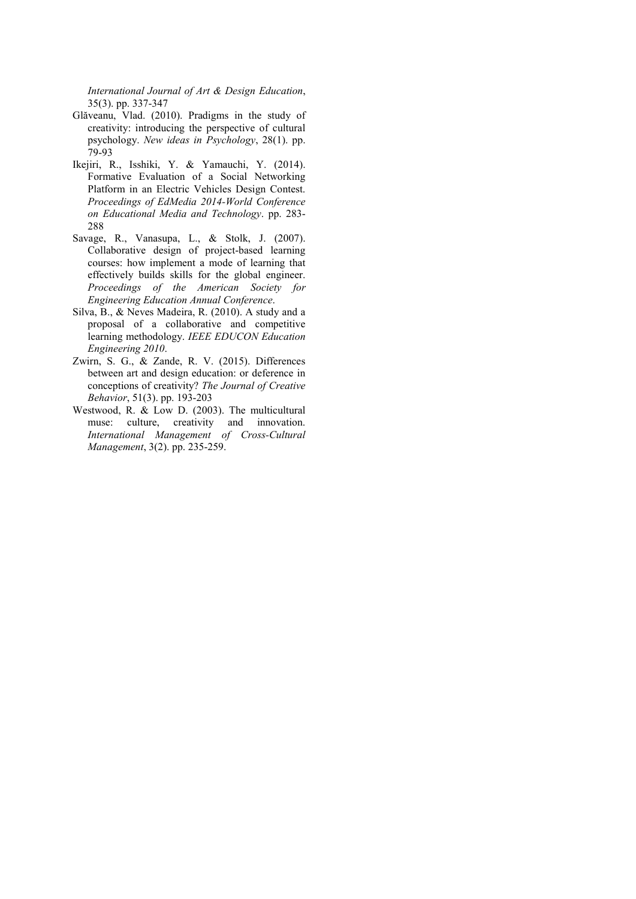*International Journal of Art & Design Education*, 35(3). pp. 337-347

Glăveanu, Vlad. (2010). Pradigms in the study of creativity: introducing the perspective of cultural psychology. *New ideas in Psychology*, 28(1). pp. 79-93

Ikejiri, R., Isshiki, Y. & Yamauchi, Y. (2014). Formative Evaluation of a Social Networking Platform in an Electric Vehicles Design Contest. *Proceedings of EdMedia 2014-World Conference on Educational Media and Technology*. pp. 283-288

Savage, R., Vanasupa, L., & Stolk, J. (2007). Collaborative design of project-based learning courses: how implement a mode of learning that effectively builds skills for the global engineer. *Proceedings of the American Society for Engineering Education Annual Conference*.

Silva, B., & Neves Madeira, R. (2010). A study and a proposal of a collaborative and competitive learning methodology. *IEEE EDUCON Education Engineering 2010*.

Zwirn, S. G., & Zande, R. V. (2015). Differences between art and design education: or deference in conceptions of creativity? *The Journal of Creative Behavior*, 51(3). pp. 193-203

Westwood, R. & Low D. (2003). The multicultural muse: culture, creativity and innovation. *International Management of Cross-Cultural Management*, 3(2). pp. 235-259.